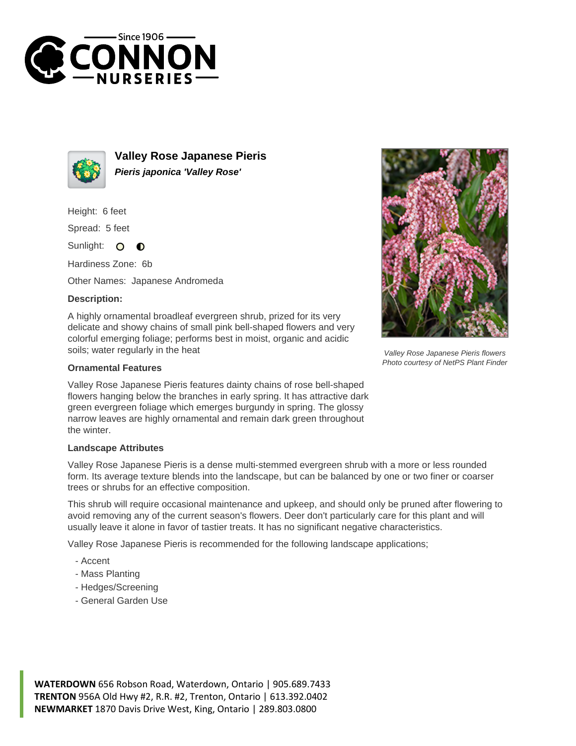# Valley Rose Japanese Pieris

***Pieris japonica 'Valley Rose'***

Height: 6 feet

Spread: 5 feet

Sunlight:

Hardiness Zone: 6b

Other Names: Japanese Andromeda

### Description:

A highly ornamental broadleaf evergreen shrub, prized for its very delicate and showy chains of small pink bell-shaped flowers and very colorful emerging foliage; performs best in moist, organic and acidic soils; water regularly in the heat

*Valley Rose Japanese Pieris flowers*
*Photo courtesy of NetPS Plant Finder*

### Ornamental Features

Valley Rose Japanese Pieris features dainty chains of rose bell-shaped flowers hanging below the branches in early spring. It has attractive dark green evergreen foliage which emerges burgundy in spring. The glossy narrow leaves are highly ornamental and remain dark green throughout the winter.

### Landscape Attributes

Valley Rose Japanese Pieris is a dense multi-stemmed evergreen shrub with a more or less rounded form. Its average texture blends into the landscape, but can be balanced by one or two finer or coarser trees or shrubs for an effective composition.

This shrub will require occasional maintenance and upkeep, and should only be pruned after flowering to avoid removing any of the current season's flowers. Deer don't particularly care for this plant and will usually leave it alone in favor of tastier treats. It has no significant negative characteristics.

Valley Rose Japanese Pieris is recommended for the following landscape applications;

- Accent
- Mass Planting
- Hedges/Screening
- General Garden Use

**WATERDOWN** 656 Robson Road, Waterdown, Ontario | 905.689.7433
**TRENTON** 956A Old Hwy #2, R.R. #2, Trenton, Ontario | 613.392.0402
**NEWMARKET** 1870 Davis Drive West, King, Ontario | 289.803.0800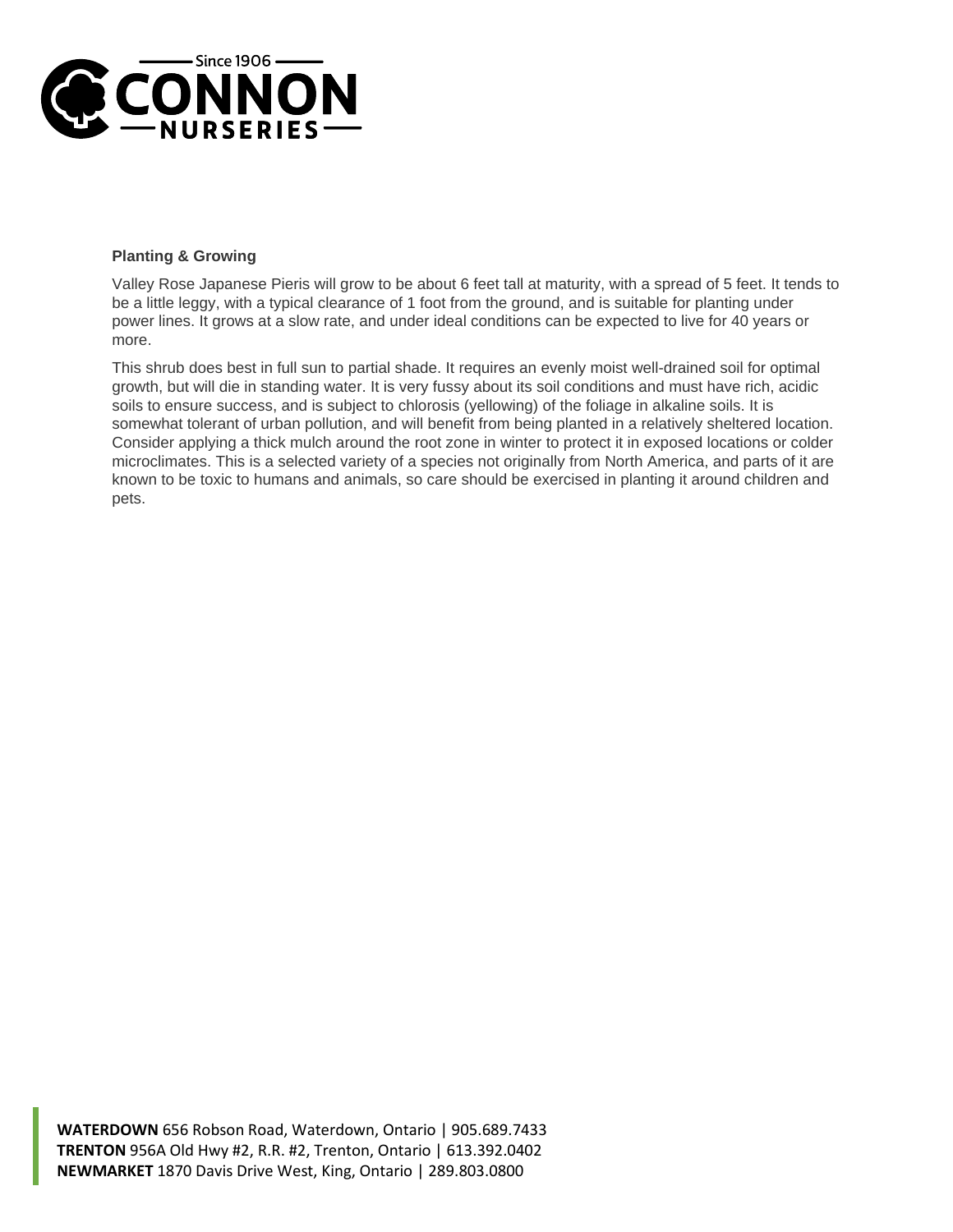## Planting & Growing

Valley Rose Japanese Pieris will grow to be about 6 feet tall at maturity, with a spread of 5 feet. It tends to be a little leggy, with a typical clearance of 1 foot from the ground, and is suitable for planting under power lines. It grows at a slow rate, and under ideal conditions can be expected to live for 40 years or more.

This shrub does best in full sun to partial shade. It requires an evenly moist well-drained soil for optimal growth, but will die in standing water. It is very fussy about its soil conditions and must have rich, acidic soils to ensure success, and is subject to chlorosis (yellowing) of the foliage in alkaline soils. It is somewhat tolerant of urban pollution, and will benefit from being planted in a relatively sheltered location. Consider applying a thick mulch around the root zone in winter to protect it in exposed locations or colder microclimates. This is a selected variety of a species not originally from North America, and parts of it are known to be toxic to humans and animals, so care should be exercised in planting it around children and pets.